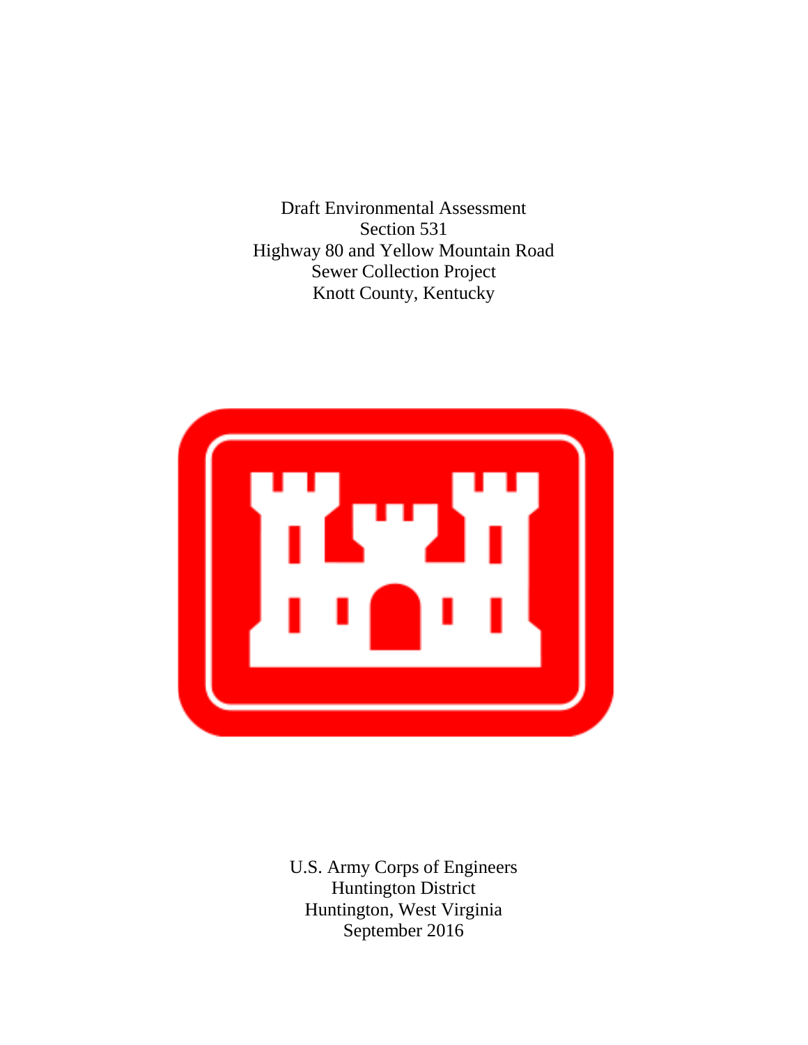Draft Environmental Assessment
Section 531
Highway 80 and Yellow Mountain Road
Sewer Collection Project
Knott County, Kentucky

U.S. Army Corps of Engineers
Huntington District
Huntington, West Virginia
September 2016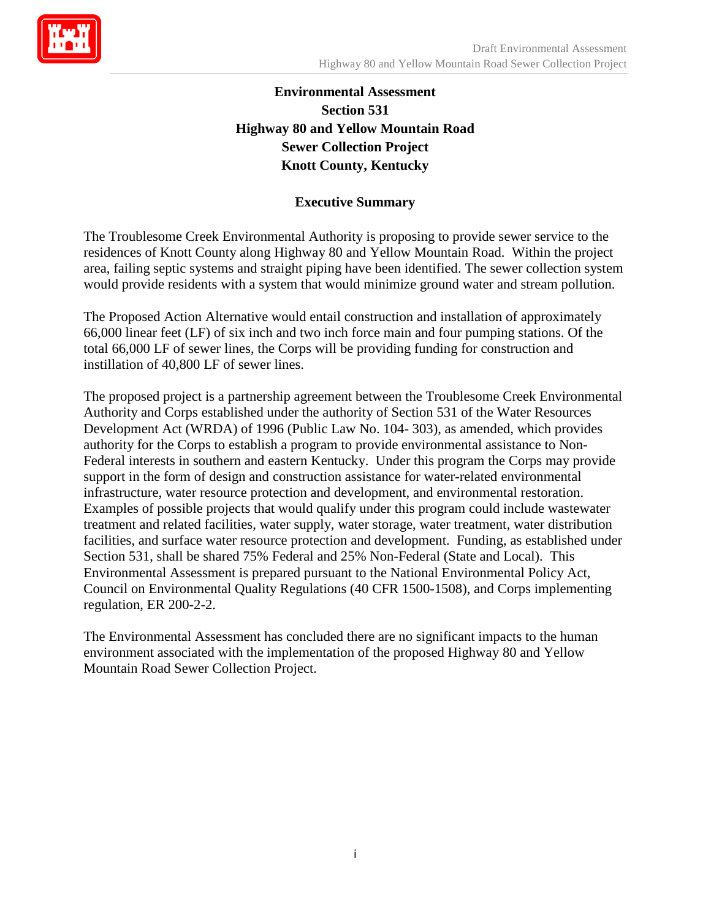# Environmental Assessment
# Section 531
# Highway 80 and Yellow Mountain Road
# Sewer Collection Project
# Knott County, Kentucky

## Executive Summary

The Troublesome Creek Environmental Authority is proposing to provide sewer service to the residences of Knott County along Highway 80 and Yellow Mountain Road. Within the project area, failing septic systems and straight piping have been identified. The sewer collection system would provide residents with a system that would minimize ground water and stream pollution.

The Proposed Action Alternative would entail construction and installation of approximately 66,000 linear feet (LF) of six inch and two inch force main and four pumping stations. Of the total 66,000 LF of sewer lines, the Corps will be providing funding for construction and instillation of 40,800 LF of sewer lines.

The proposed project is a partnership agreement between the Troublesome Creek Environmental Authority and Corps established under the authority of Section 531 of the Water Resources Development Act (WRDA) of 1996 (Public Law No. 104- 303), as amended, which provides authority for the Corps to establish a program to provide environmental assistance to Non-Federal interests in southern and eastern Kentucky. Under this program the Corps may provide support in the form of design and construction assistance for water-related environmental infrastructure, water resource protection and development, and environmental restoration. Examples of possible projects that would qualify under this program could include wastewater treatment and related facilities, water supply, water storage, water treatment, water distribution facilities, and surface water resource protection and development. Funding, as established under Section 531, shall be shared 75% Federal and 25% Non-Federal (State and Local). This Environmental Assessment is prepared pursuant to the National Environmental Policy Act, Council on Environmental Quality Regulations (40 CFR 1500-1508), and Corps implementing regulation, ER 200-2-2.

The Environmental Assessment has concluded there are no significant impacts to the human environment associated with the implementation of the proposed Highway 80 and Yellow Mountain Road Sewer Collection Project.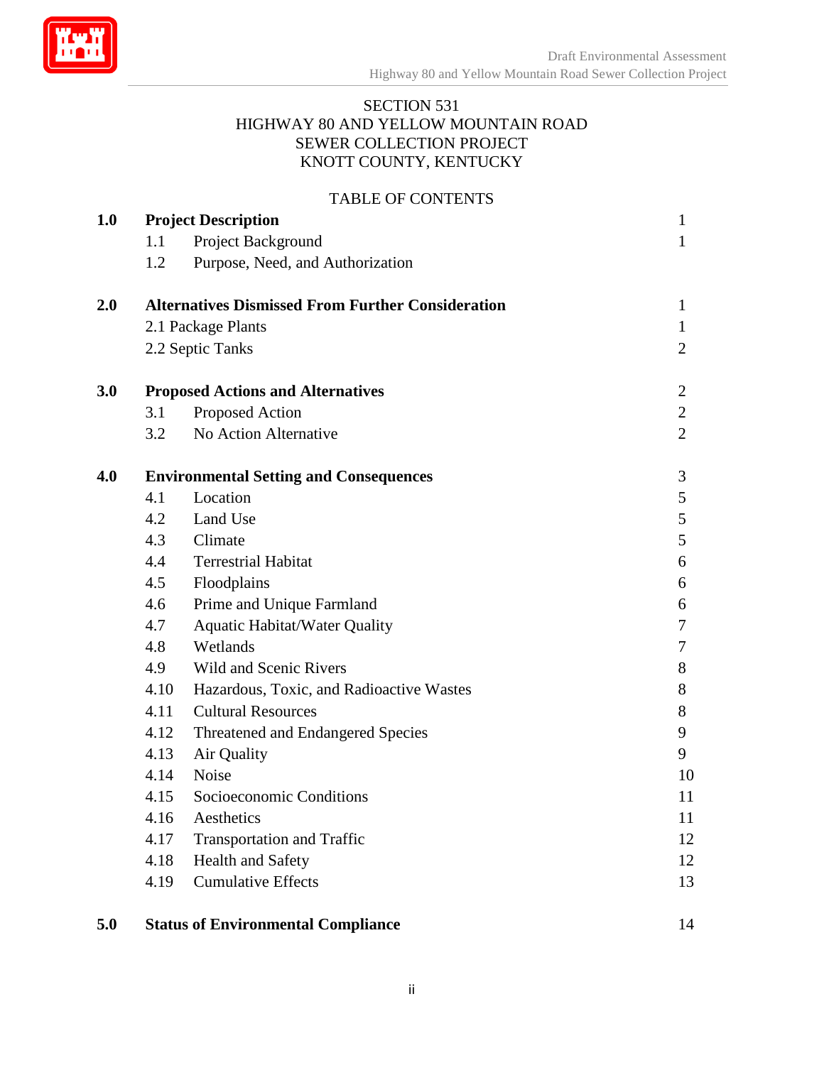SECTION 531
HIGHWAY 80 AND YELLOW MOUNTAIN ROAD
SEWER COLLECTION PROJECT
KNOTT COUNTY, KENTUCKY

TABLE OF CONTENTS

| | | | |
|---|---|---|---|
| **1.0** | **Project Description** | | 1 |
| | 1.1 | Project Background | 1 |
| | 1.2 | Purpose, Need, and Authorization | |
| **2.0** | **Alternatives Dismissed From Further Consideration** | | 1 |
| | 2.1 Package Plants | | 1 |
| | 2.2 Septic Tanks | | 2 |
| **3.0** | **Proposed Actions and Alternatives** | | 2 |
| | 3.1 | Proposed Action | 2 |
| | 3.2 | No Action Alternative | 2 |
| **4.0** | **Environmental Setting and Consequences** | | 3 |
| | 4.1 | Location | 5 |
| | 4.2 | Land Use | 5 |
| | 4.3 | Climate | 5 |
| | 4.4 | Terrestrial Habitat | 6 |
| | 4.5 | Floodplains | 6 |
| | 4.6 | Prime and Unique Farmland | 6 |
| | 4.7 | Aquatic Habitat/Water Quality | 7 |
| | 4.8 | Wetlands | 7 |
| | 4.9 | Wild and Scenic Rivers | 8 |
| | 4.10 | Hazardous, Toxic, and Radioactive Wastes | 8 |
| | 4.11 | Cultural Resources | 8 |
| | 4.12 | Threatened and Endangered Species | 9 |
| | 4.13 | Air Quality | 9 |
| | 4.14 | Noise | 10 |
| | 4.15 | Socioeconomic Conditions | 11 |
| | 4.16 | Aesthetics | 11 |
| | 4.17 | Transportation and Traffic | 12 |
| | 4.18 | Health and Safety | 12 |
| | 4.19 | Cumulative Effects | 13 |
| **5.0** | **Status of Environmental Compliance** | | 14 |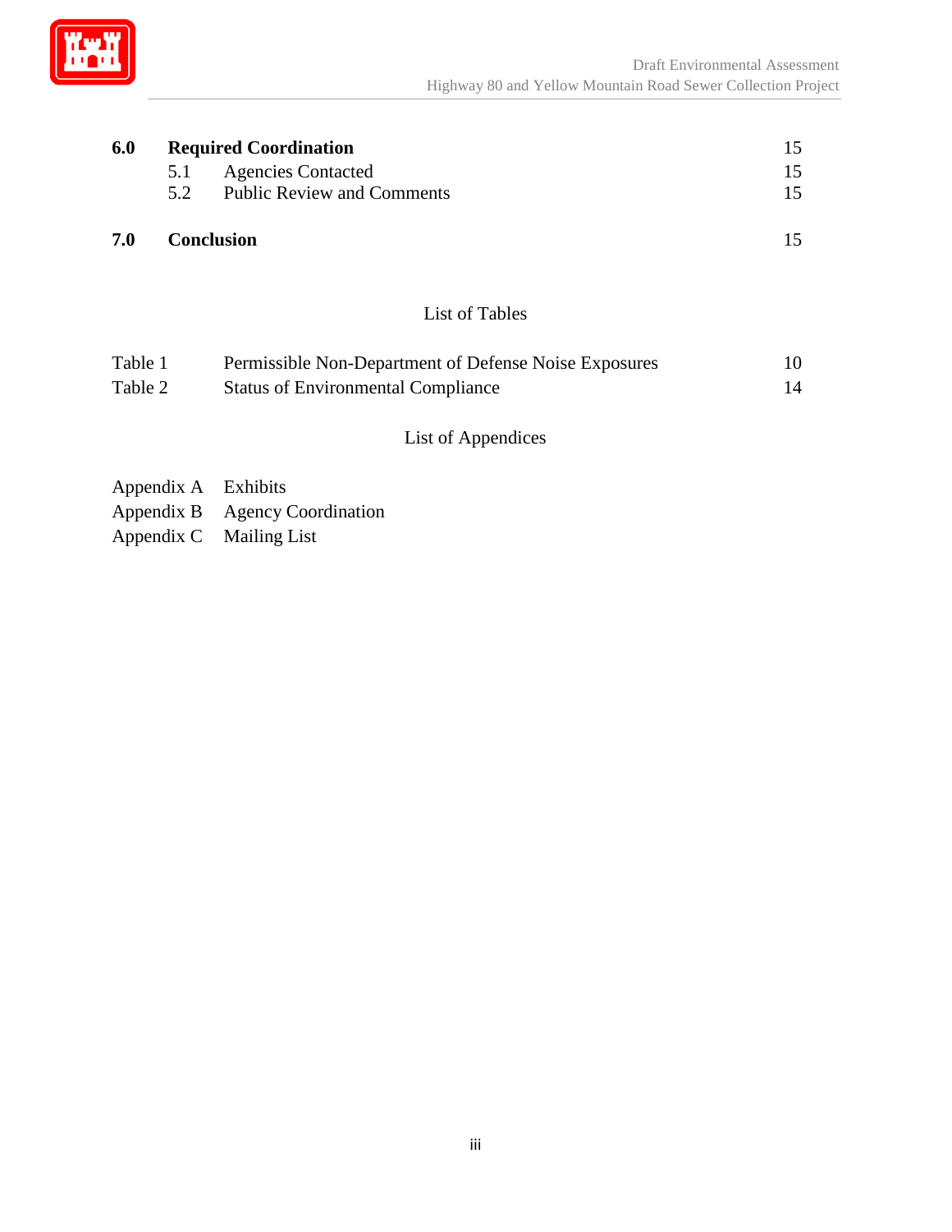| | | |
|---|---|---|
| **6.0** | **Required Coordination** | 15 |
| 5.1 | Agencies Contacted | 15 |
| 5.2 | Public Review and Comments | 15 |
| **7.0** | **Conclusion** | 15 |

List of Tables

| | | |
|---|---|---|
| Table 1 | Permissible Non-Department of Defense Noise Exposures | 10 |
| Table 2 | Status of Environmental Compliance | 14 |

List of Appendices

Appendix A Exhibits
Appendix B Agency Coordination
Appendix C Mailing List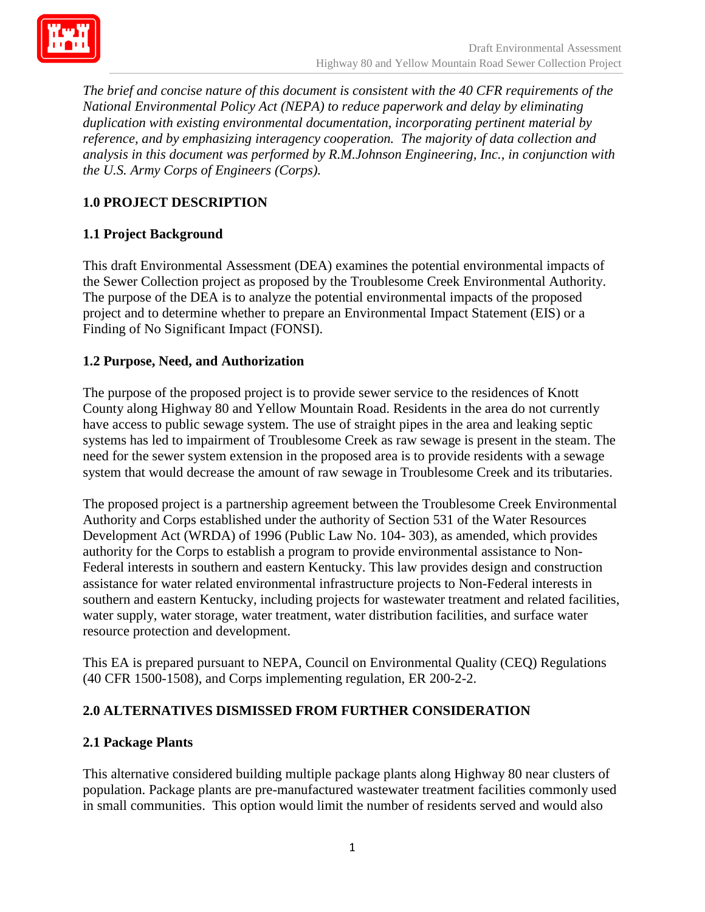*The brief and concise nature of this document is consistent with the 40 CFR requirements of the National Environmental Policy Act (NEPA) to reduce paperwork and delay by eliminating duplication with existing environmental documentation, incorporating pertinent material by reference, and by emphasizing interagency cooperation. The majority of data collection and analysis in this document was performed by R.M.Johnson Engineering, Inc., in conjunction with the U.S. Army Corps of Engineers (Corps).*

## 1.0 PROJECT DESCRIPTION

### 1.1 Project Background

This draft Environmental Assessment (DEA) examines the potential environmental impacts of the Sewer Collection project as proposed by the Troublesome Creek Environmental Authority. The purpose of the DEA is to analyze the potential environmental impacts of the proposed project and to determine whether to prepare an Environmental Impact Statement (EIS) or a Finding of No Significant Impact (FONSI).

### 1.2 Purpose, Need, and Authorization

The purpose of the proposed project is to provide sewer service to the residences of Knott County along Highway 80 and Yellow Mountain Road. Residents in the area do not currently have access to public sewage system. The use of straight pipes in the area and leaking septic systems has led to impairment of Troublesome Creek as raw sewage is present in the steam. The need for the sewer system extension in the proposed area is to provide residents with a sewage system that would decrease the amount of raw sewage in Troublesome Creek and its tributaries.

The proposed project is a partnership agreement between the Troublesome Creek Environmental Authority and Corps established under the authority of Section 531 of the Water Resources Development Act (WRDA) of 1996 (Public Law No. 104- 303), as amended, which provides authority for the Corps to establish a program to provide environmental assistance to Non-Federal interests in southern and eastern Kentucky. This law provides design and construction assistance for water related environmental infrastructure projects to Non-Federal interests in southern and eastern Kentucky, including projects for wastewater treatment and related facilities, water supply, water storage, water treatment, water distribution facilities, and surface water resource protection and development.

This EA is prepared pursuant to NEPA, Council on Environmental Quality (CEQ) Regulations (40 CFR 1500-1508), and Corps implementing regulation, ER 200-2-2.

## 2.0 ALTERNATIVES DISMISSED FROM FURTHER CONSIDERATION

### 2.1 Package Plants

This alternative considered building multiple package plants along Highway 80 near clusters of population. Package plants are pre-manufactured wastewater treatment facilities commonly used in small communities. This option would limit the number of residents served and would also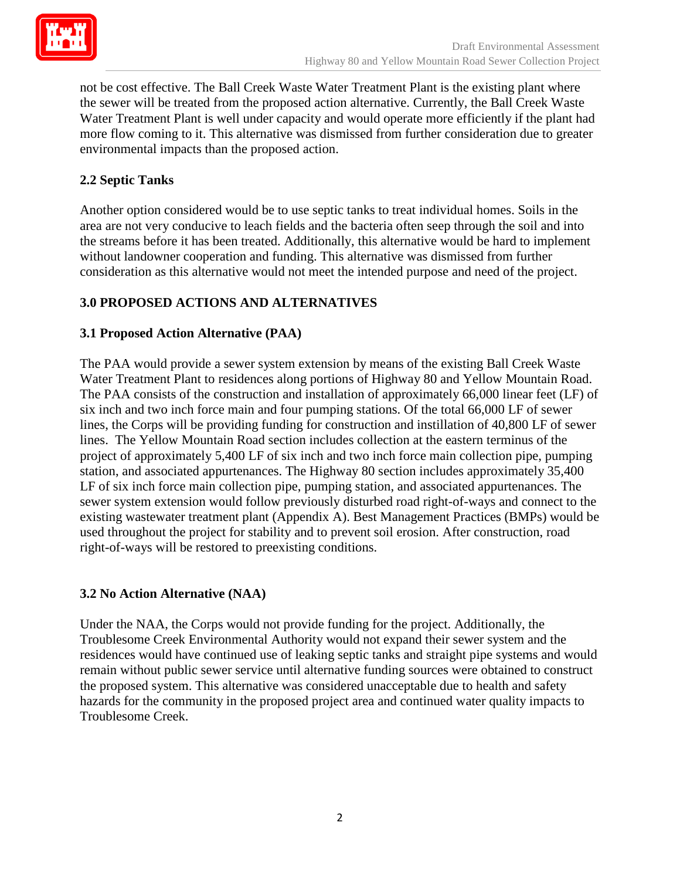not be cost effective. The Ball Creek Waste Water Treatment Plant is the existing plant where the sewer will be treated from the proposed action alternative. Currently, the Ball Creek Waste Water Treatment Plant is well under capacity and would operate more efficiently if the plant had more flow coming to it. This alternative was dismissed from further consideration due to greater environmental impacts than the proposed action.

### 2.2 Septic Tanks

Another option considered would be to use septic tanks to treat individual homes. Soils in the area are not very conducive to leach fields and the bacteria often seep through the soil and into the streams before it has been treated. Additionally, this alternative would be hard to implement without landowner cooperation and funding. This alternative was dismissed from further consideration as this alternative would not meet the intended purpose and need of the project.

## 3.0 PROPOSED ACTIONS AND ALTERNATIVES

### 3.1 Proposed Action Alternative (PAA)

The PAA would provide a sewer system extension by means of the existing Ball Creek Waste Water Treatment Plant to residences along portions of Highway 80 and Yellow Mountain Road. The PAA consists of the construction and installation of approximately 66,000 linear feet (LF) of six inch and two inch force main and four pumping stations. Of the total 66,000 LF of sewer lines, the Corps will be providing funding for construction and instillation of 40,800 LF of sewer lines. The Yellow Mountain Road section includes collection at the eastern terminus of the project of approximately 5,400 LF of six inch and two inch force main collection pipe, pumping station, and associated appurtenances. The Highway 80 section includes approximately 35,400 LF of six inch force main collection pipe, pumping station, and associated appurtenances. The sewer system extension would follow previously disturbed road right-of-ways and connect to the existing wastewater treatment plant (Appendix A). Best Management Practices (BMPs) would be used throughout the project for stability and to prevent soil erosion. After construction, road right-of-ways will be restored to preexisting conditions.

### 3.2 No Action Alternative (NAA)

Under the NAA, the Corps would not provide funding for the project. Additionally, the Troublesome Creek Environmental Authority would not expand their sewer system and the residences would have continued use of leaking septic tanks and straight pipe systems and would remain without public sewer service until alternative funding sources were obtained to construct the proposed system. This alternative was considered unacceptable due to health and safety hazards for the community in the proposed project area and continued water quality impacts to Troublesome Creek.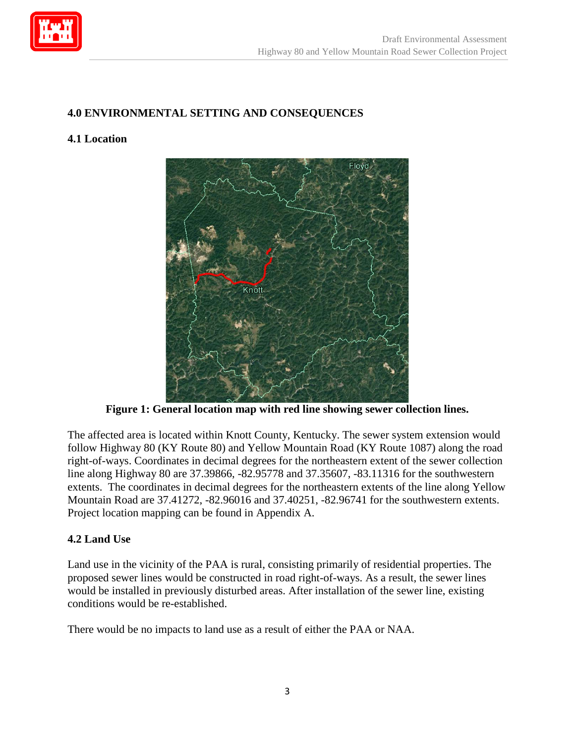## 4.0 ENVIRONMENTAL SETTING AND CONSEQUENCES

### 4.1 Location

Floyd

Knott

**Figure 1: General location map with red line showing sewer collection lines.**

The affected area is located within Knott County, Kentucky. The sewer system extension would follow Highway 80 (KY Route 80) and Yellow Mountain Road (KY Route 1087) along the road right-of-ways. Coordinates in decimal degrees for the northeastern extent of the sewer collection line along Highway 80 are 37.39866, -82.95778 and 37.35607, -83.11316 for the southwestern extents. The coordinates in decimal degrees for the northeastern extents of the line along Yellow Mountain Road are 37.41272, -82.96016 and 37.40251, -82.96741 for the southwestern extents. Project location mapping can be found in Appendix A.

### 4.2 Land Use

Land use in the vicinity of the PAA is rural, consisting primarily of residential properties. The proposed sewer lines would be constructed in road right-of-ways. As a result, the sewer lines would be installed in previously disturbed areas. After installation of the sewer line, existing conditions would be re-established.

There would be no impacts to land use as a result of either the PAA or NAA.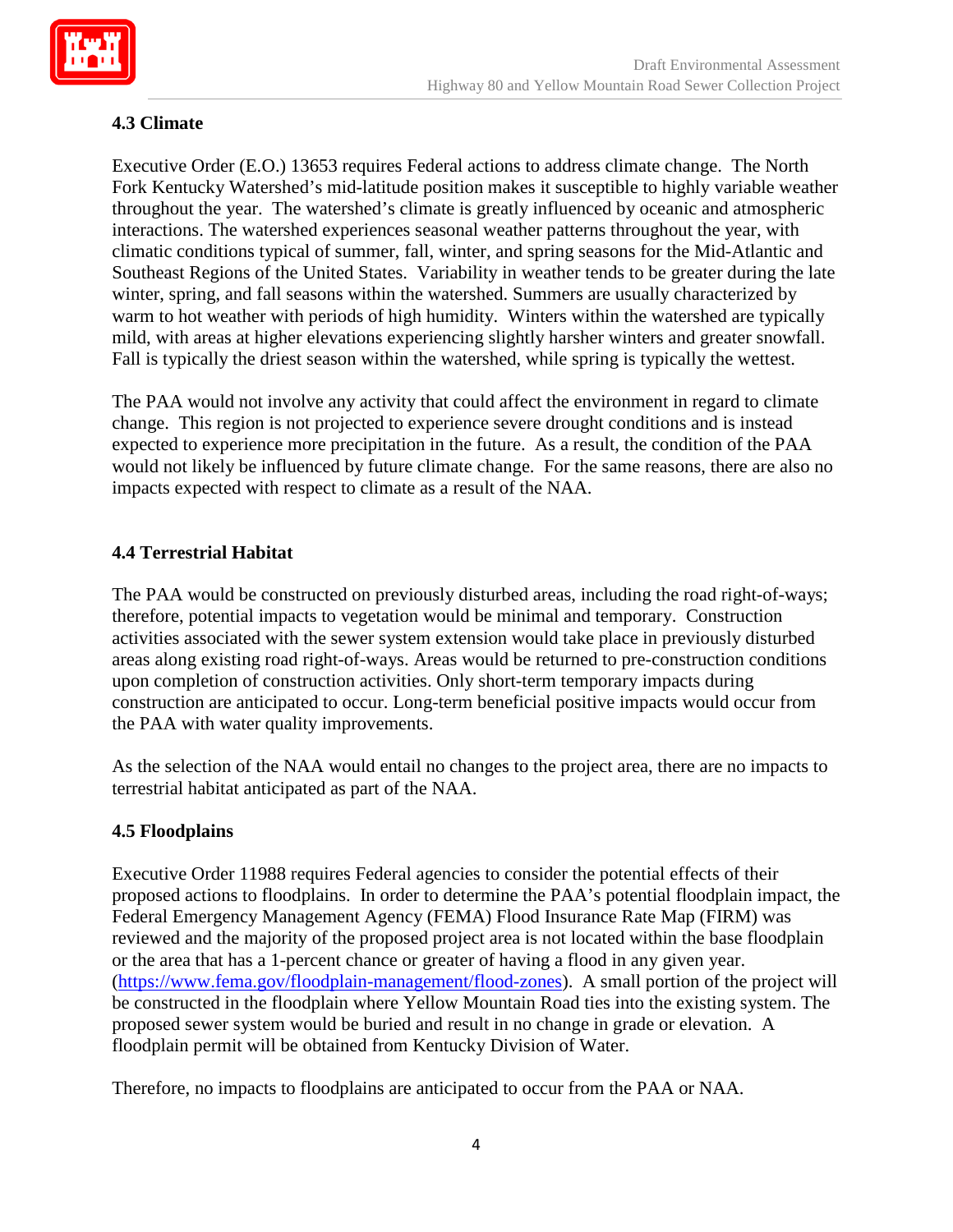### 4.3 Climate

Executive Order (E.O.) 13653 requires Federal actions to address climate change. The North Fork Kentucky Watershed's mid-latitude position makes it susceptible to highly variable weather throughout the year. The watershed's climate is greatly influenced by oceanic and atmospheric interactions. The watershed experiences seasonal weather patterns throughout the year, with climatic conditions typical of summer, fall, winter, and spring seasons for the Mid-Atlantic and Southeast Regions of the United States. Variability in weather tends to be greater during the late winter, spring, and fall seasons within the watershed. Summers are usually characterized by warm to hot weather with periods of high humidity. Winters within the watershed are typically mild, with areas at higher elevations experiencing slightly harsher winters and greater snowfall. Fall is typically the driest season within the watershed, while spring is typically the wettest.

The PAA would not involve any activity that could affect the environment in regard to climate change. This region is not projected to experience severe drought conditions and is instead expected to experience more precipitation in the future. As a result, the condition of the PAA would not likely be influenced by future climate change. For the same reasons, there are also no impacts expected with respect to climate as a result of the NAA.

### 4.4 Terrestrial Habitat

The PAA would be constructed on previously disturbed areas, including the road right-of-ways; therefore, potential impacts to vegetation would be minimal and temporary. Construction activities associated with the sewer system extension would take place in previously disturbed areas along existing road right-of-ways. Areas would be returned to pre-construction conditions upon completion of construction activities. Only short-term temporary impacts during construction are anticipated to occur. Long-term beneficial positive impacts would occur from the PAA with water quality improvements.

As the selection of the NAA would entail no changes to the project area, there are no impacts to terrestrial habitat anticipated as part of the NAA.

### 4.5 Floodplains

Executive Order 11988 requires Federal agencies to consider the potential effects of their proposed actions to floodplains. In order to determine the PAA's potential floodplain impact, the Federal Emergency Management Agency (FEMA) Flood Insurance Rate Map (FIRM) was reviewed and the majority of the proposed project area is not located within the base floodplain or the area that has a 1-percent chance or greater of having a flood in any given year. (https://www.fema.gov/floodplain-management/flood-zones). A small portion of the project will be constructed in the floodplain where Yellow Mountain Road ties into the existing system. The proposed sewer system would be buried and result in no change in grade or elevation. A floodplain permit will be obtained from Kentucky Division of Water.

Therefore, no impacts to floodplains are anticipated to occur from the PAA or NAA.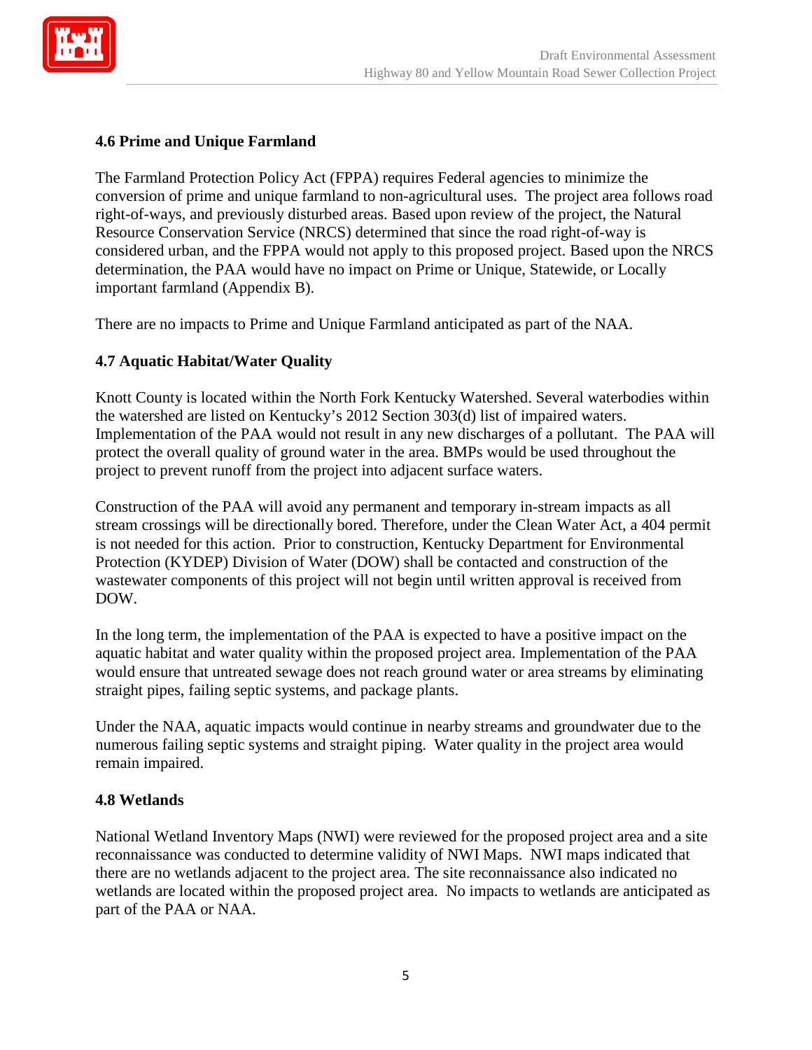### 4.6 Prime and Unique Farmland

The Farmland Protection Policy Act (FPPA) requires Federal agencies to minimize the conversion of prime and unique farmland to non-agricultural uses. The project area follows road right-of-ways, and previously disturbed areas. Based upon review of the project, the Natural Resource Conservation Service (NRCS) determined that since the road right-of-way is considered urban, and the FPPA would not apply to this proposed project. Based upon the NRCS determination, the PAA would have no impact on Prime or Unique, Statewide, or Locally important farmland (Appendix B).

There are no impacts to Prime and Unique Farmland anticipated as part of the NAA.

### 4.7 Aquatic Habitat/Water Quality

Knott County is located within the North Fork Kentucky Watershed. Several waterbodies within the watershed are listed on Kentucky's 2012 Section 303(d) list of impaired waters. Implementation of the PAA would not result in any new discharges of a pollutant. The PAA will protect the overall quality of ground water in the area. BMPs would be used throughout the project to prevent runoff from the project into adjacent surface waters.

Construction of the PAA will avoid any permanent and temporary in-stream impacts as all stream crossings will be directionally bored. Therefore, under the Clean Water Act, a 404 permit is not needed for this action. Prior to construction, Kentucky Department for Environmental Protection (KYDEP) Division of Water (DOW) shall be contacted and construction of the wastewater components of this project will not begin until written approval is received from DOW.

In the long term, the implementation of the PAA is expected to have a positive impact on the aquatic habitat and water quality within the proposed project area. Implementation of the PAA would ensure that untreated sewage does not reach ground water or area streams by eliminating straight pipes, failing septic systems, and package plants.

Under the NAA, aquatic impacts would continue in nearby streams and groundwater due to the numerous failing septic systems and straight piping. Water quality in the project area would remain impaired.

### 4.8 Wetlands

National Wetland Inventory Maps (NWI) were reviewed for the proposed project area and a site reconnaissance was conducted to determine validity of NWI Maps. NWI maps indicated that there are no wetlands adjacent to the project area. The site reconnaissance also indicated no wetlands are located within the proposed project area. No impacts to wetlands are anticipated as part of the PAA or NAA.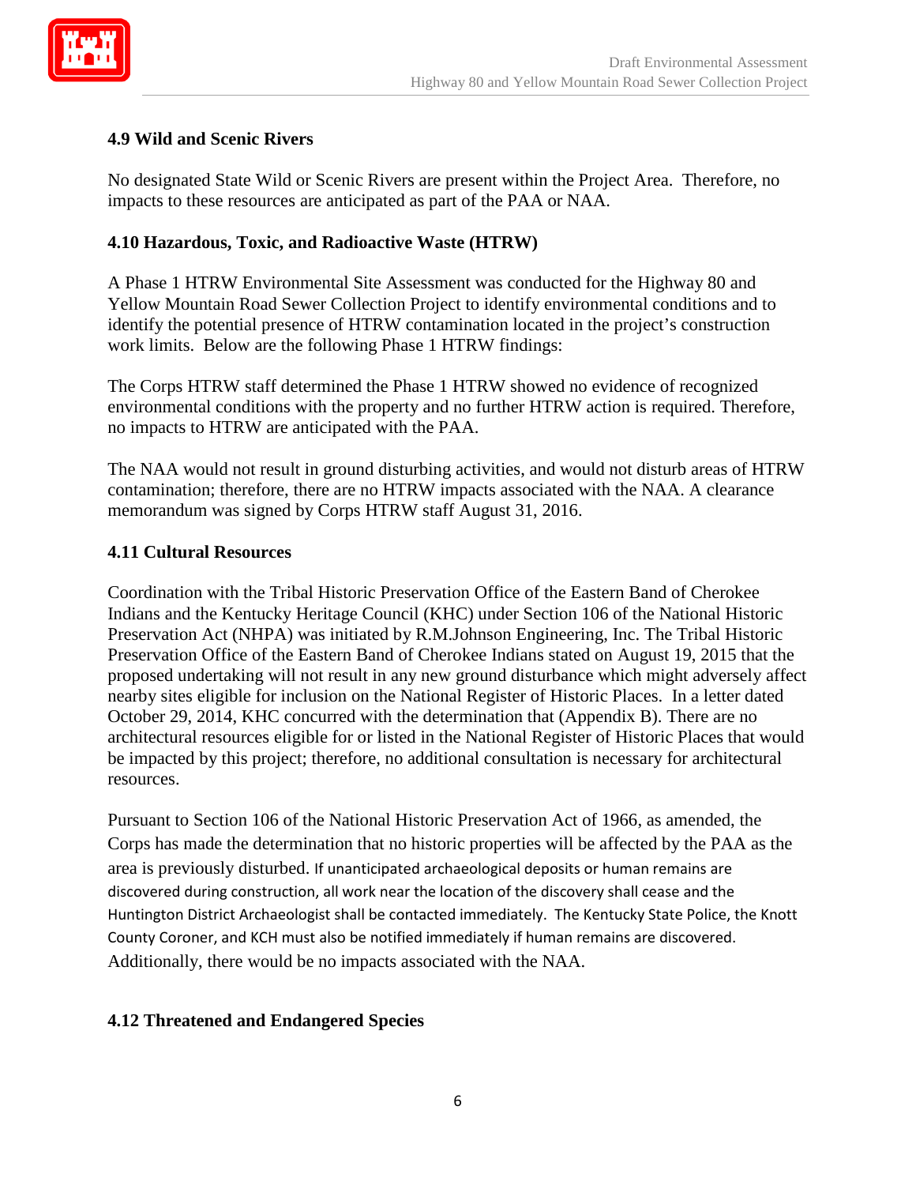### 4.9 Wild and Scenic Rivers

No designated State Wild or Scenic Rivers are present within the Project Area. Therefore, no impacts to these resources are anticipated as part of the PAA or NAA.

### 4.10 Hazardous, Toxic, and Radioactive Waste (HTRW)

A Phase 1 HTRW Environmental Site Assessment was conducted for the Highway 80 and Yellow Mountain Road Sewer Collection Project to identify environmental conditions and to identify the potential presence of HTRW contamination located in the project's construction work limits. Below are the following Phase 1 HTRW findings:

The Corps HTRW staff determined the Phase 1 HTRW showed no evidence of recognized environmental conditions with the property and no further HTRW action is required. Therefore, no impacts to HTRW are anticipated with the PAA.

The NAA would not result in ground disturbing activities, and would not disturb areas of HTRW contamination; therefore, there are no HTRW impacts associated with the NAA. A clearance memorandum was signed by Corps HTRW staff August 31, 2016.

### 4.11 Cultural Resources

Coordination with the Tribal Historic Preservation Office of the Eastern Band of Cherokee Indians and the Kentucky Heritage Council (KHC) under Section 106 of the National Historic Preservation Act (NHPA) was initiated by R.M.Johnson Engineering, Inc. The Tribal Historic Preservation Office of the Eastern Band of Cherokee Indians stated on August 19, 2015 that the proposed undertaking will not result in any new ground disturbance which might adversely affect nearby sites eligible for inclusion on the National Register of Historic Places. In a letter dated October 29, 2014, KHC concurred with the determination that (Appendix B). There are no architectural resources eligible for or listed in the National Register of Historic Places that would be impacted by this project; therefore, no additional consultation is necessary for architectural resources.

Pursuant to Section 106 of the National Historic Preservation Act of 1966, as amended, the Corps has made the determination that no historic properties will be affected by the PAA as the area is previously disturbed. If unanticipated archaeological deposits or human remains are discovered during construction, all work near the location of the discovery shall cease and the Huntington District Archaeologist shall be contacted immediately. The Kentucky State Police, the Knott County Coroner, and KCH must also be notified immediately if human remains are discovered. Additionally, there would be no impacts associated with the NAA.

### 4.12 Threatened and Endangered Species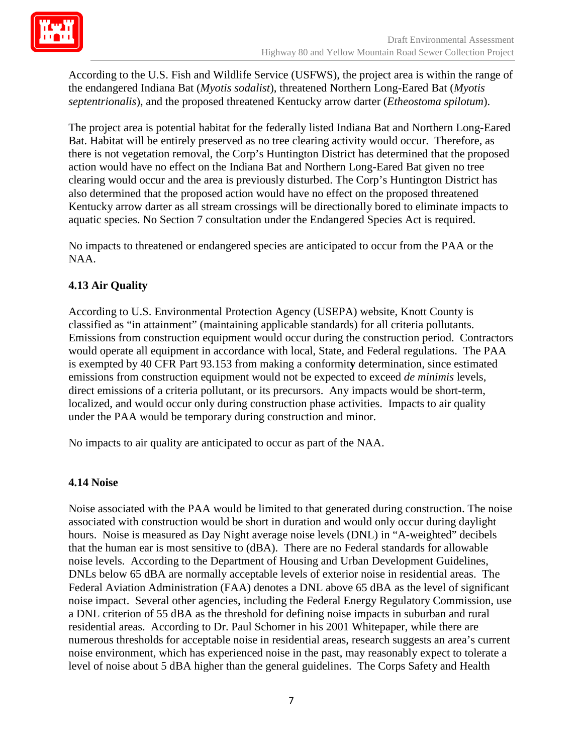According to the U.S. Fish and Wildlife Service (USFWS), the project area is within the range of the endangered Indiana Bat (*Myotis sodalist*), threatened Northern Long-Eared Bat (*Myotis septentrionalis*), and the proposed threatened Kentucky arrow darter (*Etheostoma spilotum*).

The project area is potential habitat for the federally listed Indiana Bat and Northern Long-Eared Bat. Habitat will be entirely preserved as no tree clearing activity would occur. Therefore, as there is not vegetation removal, the Corp's Huntington District has determined that the proposed action would have no effect on the Indiana Bat and Northern Long-Eared Bat given no tree clearing would occur and the area is previously disturbed. The Corp's Huntington District has also determined that the proposed action would have no effect on the proposed threatened Kentucky arrow darter as all stream crossings will be directionally bored to eliminate impacts to aquatic species. No Section 7 consultation under the Endangered Species Act is required.

No impacts to threatened or endangered species are anticipated to occur from the PAA or the NAA.

### 4.13 Air Quality

According to U.S. Environmental Protection Agency (USEPA) website, Knott County is classified as "in attainment" (maintaining applicable standards) for all criteria pollutants. Emissions from construction equipment would occur during the construction period. Contractors would operate all equipment in accordance with local, State, and Federal regulations. The PAA is exempted by 40 CFR Part 93.153 from making a conformity determination, since estimated emissions from construction equipment would not be expected to exceed *de minimis* levels, direct emissions of a criteria pollutant, or its precursors. Any impacts would be short-term, localized, and would occur only during construction phase activities. Impacts to air quality under the PAA would be temporary during construction and minor.

No impacts to air quality are anticipated to occur as part of the NAA.

### 4.14 Noise

Noise associated with the PAA would be limited to that generated during construction. The noise associated with construction would be short in duration and would only occur during daylight hours. Noise is measured as Day Night average noise levels (DNL) in "A-weighted" decibels that the human ear is most sensitive to (dBA). There are no Federal standards for allowable noise levels. According to the Department of Housing and Urban Development Guidelines, DNLs below 65 dBA are normally acceptable levels of exterior noise in residential areas. The Federal Aviation Administration (FAA) denotes a DNL above 65 dBA as the level of significant noise impact. Several other agencies, including the Federal Energy Regulatory Commission, use a DNL criterion of 55 dBA as the threshold for defining noise impacts in suburban and rural residential areas. According to Dr. Paul Schomer in his 2001 Whitepaper, while there are numerous thresholds for acceptable noise in residential areas, research suggests an area's current noise environment, which has experienced noise in the past, may reasonably expect to tolerate a level of noise about 5 dBA higher than the general guidelines. The Corps Safety and Health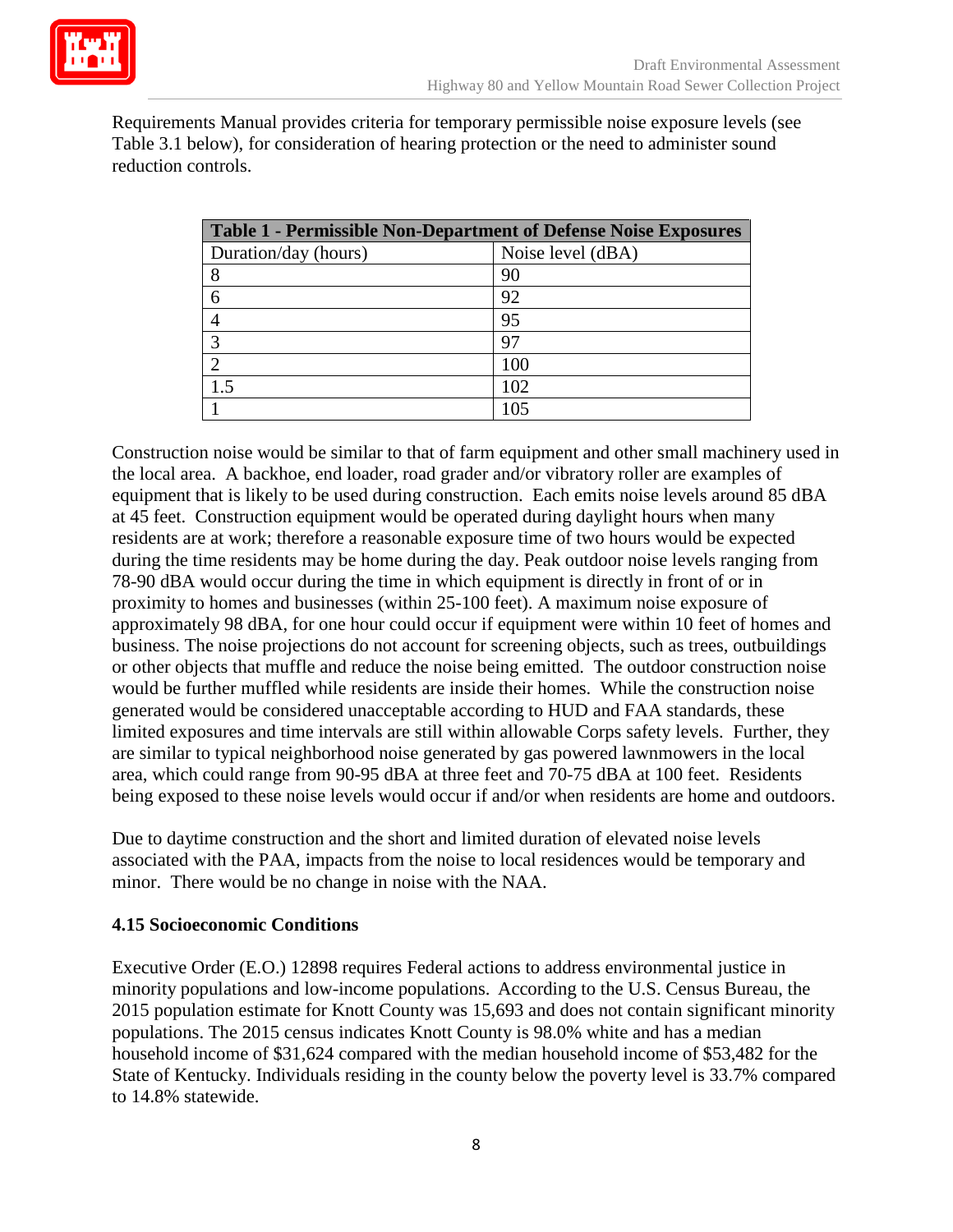Requirements Manual provides criteria for temporary permissible noise exposure levels (see Table 3.1 below), for consideration of hearing protection or the need to administer sound reduction controls.

| Table 1 - Permissible Non-Department of Defense Noise Exposures | |
|---|---|
| Duration/day (hours) | Noise level (dBA) |
| 8 | 90 |
| 6 | 92 |
| 4 | 95 |
| 3 | 97 |
| 2 | 100 |
| 1.5 | 102 |
| 1 | 105 |

Construction noise would be similar to that of farm equipment and other small machinery used in the local area. A backhoe, end loader, road grader and/or vibratory roller are examples of equipment that is likely to be used during construction. Each emits noise levels around 85 dBA at 45 feet. Construction equipment would be operated during daylight hours when many residents are at work; therefore a reasonable exposure time of two hours would be expected during the time residents may be home during the day. Peak outdoor noise levels ranging from 78-90 dBA would occur during the time in which equipment is directly in front of or in proximity to homes and businesses (within 25-100 feet). A maximum noise exposure of approximately 98 dBA, for one hour could occur if equipment were within 10 feet of homes and business. The noise projections do not account for screening objects, such as trees, outbuildings or other objects that muffle and reduce the noise being emitted. The outdoor construction noise would be further muffled while residents are inside their homes. While the construction noise generated would be considered unacceptable according to HUD and FAA standards, these limited exposures and time intervals are still within allowable Corps safety levels. Further, they are similar to typical neighborhood noise generated by gas powered lawnmowers in the local area, which could range from 90-95 dBA at three feet and 70-75 dBA at 100 feet. Residents being exposed to these noise levels would occur if and/or when residents are home and outdoors.

Due to daytime construction and the short and limited duration of elevated noise levels associated with the PAA, impacts from the noise to local residences would be temporary and minor. There would be no change in noise with the NAA.

### 4.15 Socioeconomic Conditions

Executive Order (E.O.) 12898 requires Federal actions to address environmental justice in minority populations and low-income populations. According to the U.S. Census Bureau, the 2015 population estimate for Knott County was 15,693 and does not contain significant minority populations. The 2015 census indicates Knott County is 98.0% white and has a median household income of $31,624 compared with the median household income of $53,482 for the State of Kentucky. Individuals residing in the county below the poverty level is 33.7% compared to 14.8% statewide.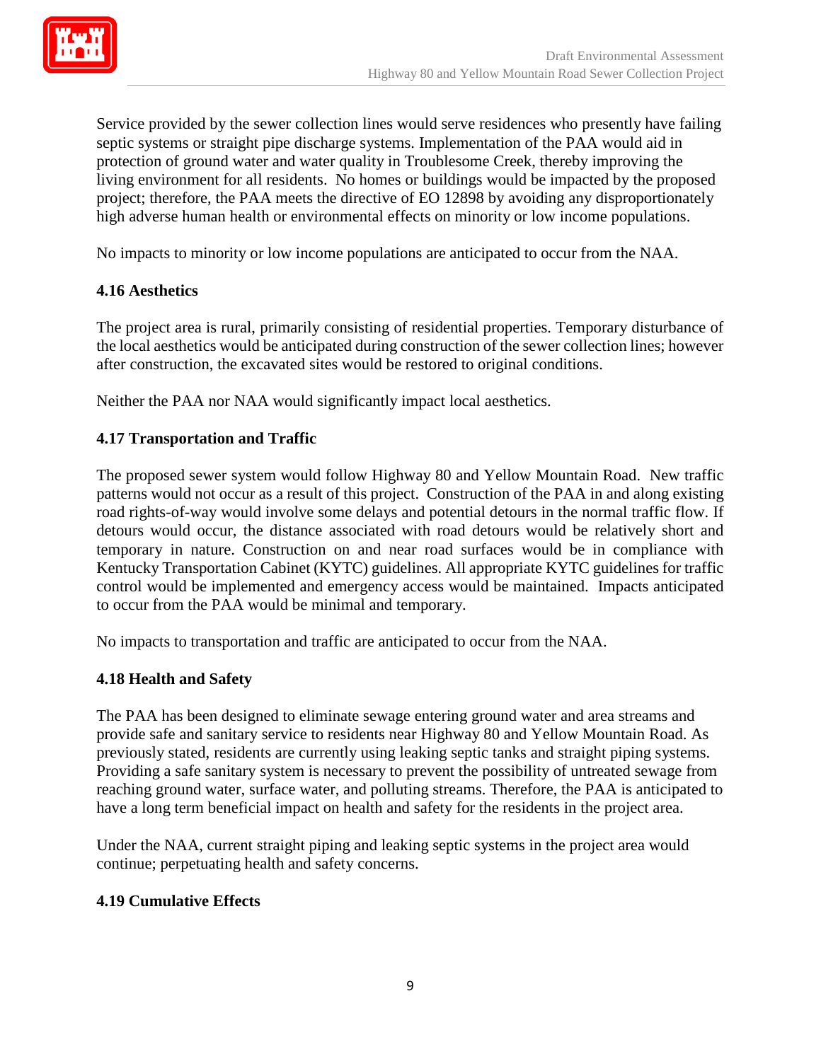Service provided by the sewer collection lines would serve residences who presently have failing septic systems or straight pipe discharge systems. Implementation of the PAA would aid in protection of ground water and water quality in Troublesome Creek, thereby improving the living environment for all residents. No homes or buildings would be impacted by the proposed project; therefore, the PAA meets the directive of EO 12898 by avoiding any disproportionately high adverse human health or environmental effects on minority or low income populations.

No impacts to minority or low income populations are anticipated to occur from the NAA.

### 4.16 Aesthetics

The project area is rural, primarily consisting of residential properties. Temporary disturbance of the local aesthetics would be anticipated during construction of the sewer collection lines; however after construction, the excavated sites would be restored to original conditions.

Neither the PAA nor NAA would significantly impact local aesthetics.

### 4.17 Transportation and Traffic

The proposed sewer system would follow Highway 80 and Yellow Mountain Road. New traffic patterns would not occur as a result of this project. Construction of the PAA in and along existing road rights-of-way would involve some delays and potential detours in the normal traffic flow. If detours would occur, the distance associated with road detours would be relatively short and temporary in nature. Construction on and near road surfaces would be in compliance with Kentucky Transportation Cabinet (KYTC) guidelines. All appropriate KYTC guidelines for traffic control would be implemented and emergency access would be maintained. Impacts anticipated to occur from the PAA would be minimal and temporary.

No impacts to transportation and traffic are anticipated to occur from the NAA.

### 4.18 Health and Safety

The PAA has been designed to eliminate sewage entering ground water and area streams and provide safe and sanitary service to residents near Highway 80 and Yellow Mountain Road. As previously stated, residents are currently using leaking septic tanks and straight piping systems. Providing a safe sanitary system is necessary to prevent the possibility of untreated sewage from reaching ground water, surface water, and polluting streams. Therefore, the PAA is anticipated to have a long term beneficial impact on health and safety for the residents in the project area.

Under the NAA, current straight piping and leaking septic systems in the project area would continue; perpetuating health and safety concerns.

### 4.19 Cumulative Effects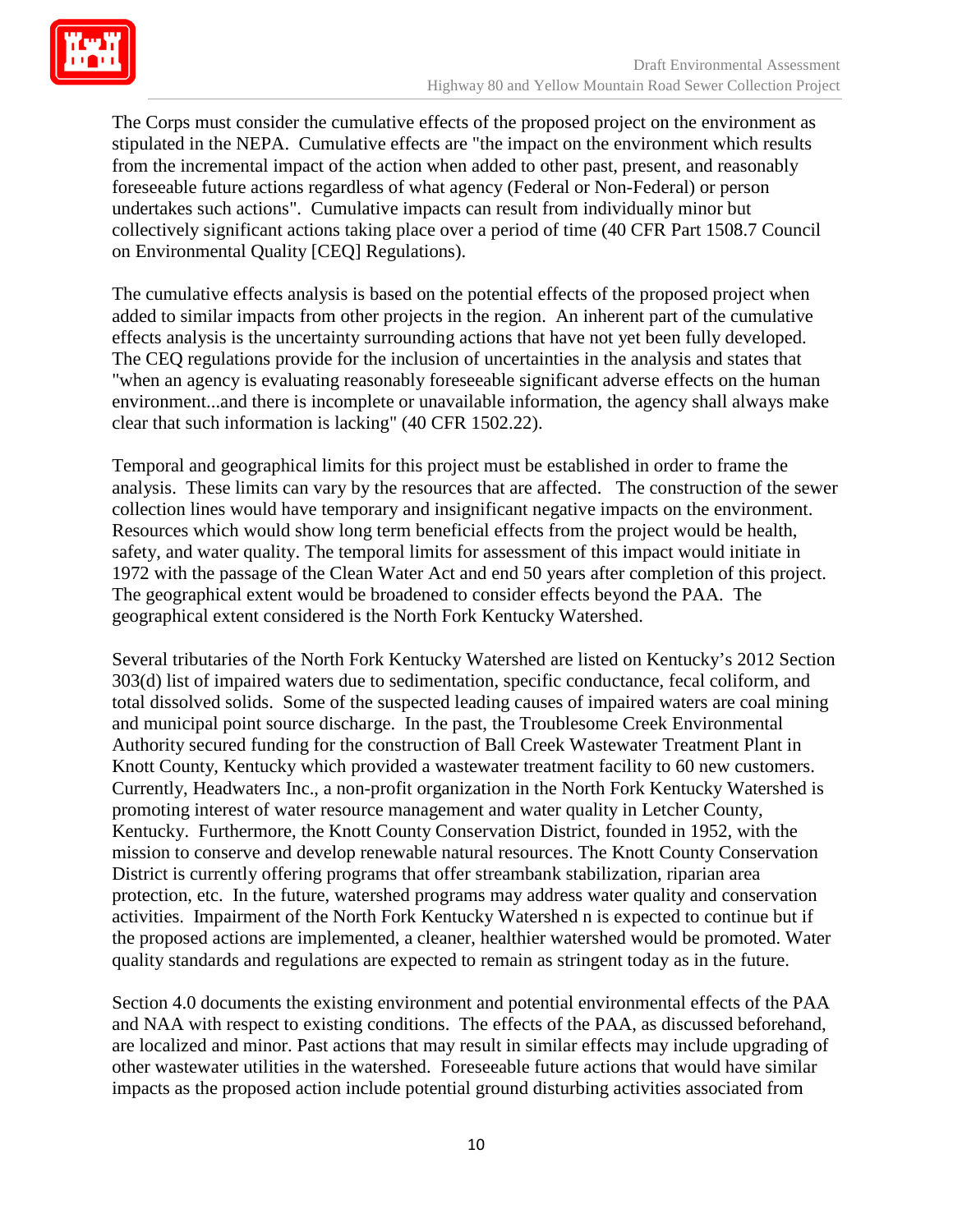The Corps must consider the cumulative effects of the proposed project on the environment as stipulated in the NEPA. Cumulative effects are "the impact on the environment which results from the incremental impact of the action when added to other past, present, and reasonably foreseeable future actions regardless of what agency (Federal or Non-Federal) or person undertakes such actions". Cumulative impacts can result from individually minor but collectively significant actions taking place over a period of time (40 CFR Part 1508.7 Council on Environmental Quality [CEQ] Regulations).

The cumulative effects analysis is based on the potential effects of the proposed project when added to similar impacts from other projects in the region. An inherent part of the cumulative effects analysis is the uncertainty surrounding actions that have not yet been fully developed. The CEQ regulations provide for the inclusion of uncertainties in the analysis and states that "when an agency is evaluating reasonably foreseeable significant adverse effects on the human environment...and there is incomplete or unavailable information, the agency shall always make clear that such information is lacking" (40 CFR 1502.22).

Temporal and geographical limits for this project must be established in order to frame the analysis. These limits can vary by the resources that are affected. The construction of the sewer collection lines would have temporary and insignificant negative impacts on the environment. Resources which would show long term beneficial effects from the project would be health, safety, and water quality. The temporal limits for assessment of this impact would initiate in 1972 with the passage of the Clean Water Act and end 50 years after completion of this project. The geographical extent would be broadened to consider effects beyond the PAA. The geographical extent considered is the North Fork Kentucky Watershed.

Several tributaries of the North Fork Kentucky Watershed are listed on Kentucky's 2012 Section 303(d) list of impaired waters due to sedimentation, specific conductance, fecal coliform, and total dissolved solids. Some of the suspected leading causes of impaired waters are coal mining and municipal point source discharge. In the past, the Troublesome Creek Environmental Authority secured funding for the construction of Ball Creek Wastewater Treatment Plant in Knott County, Kentucky which provided a wastewater treatment facility to 60 new customers. Currently, Headwaters Inc., a non-profit organization in the North Fork Kentucky Watershed is promoting interest of water resource management and water quality in Letcher County, Kentucky. Furthermore, the Knott County Conservation District, founded in 1952, with the mission to conserve and develop renewable natural resources. The Knott County Conservation District is currently offering programs that offer streambank stabilization, riparian area protection, etc. In the future, watershed programs may address water quality and conservation activities. Impairment of the North Fork Kentucky Watershed n is expected to continue but if the proposed actions are implemented, a cleaner, healthier watershed would be promoted. Water quality standards and regulations are expected to remain as stringent today as in the future.

Section 4.0 documents the existing environment and potential environmental effects of the PAA and NAA with respect to existing conditions. The effects of the PAA, as discussed beforehand, are localized and minor. Past actions that may result in similar effects may include upgrading of other wastewater utilities in the watershed. Foreseeable future actions that would have similar impacts as the proposed action include potential ground disturbing activities associated from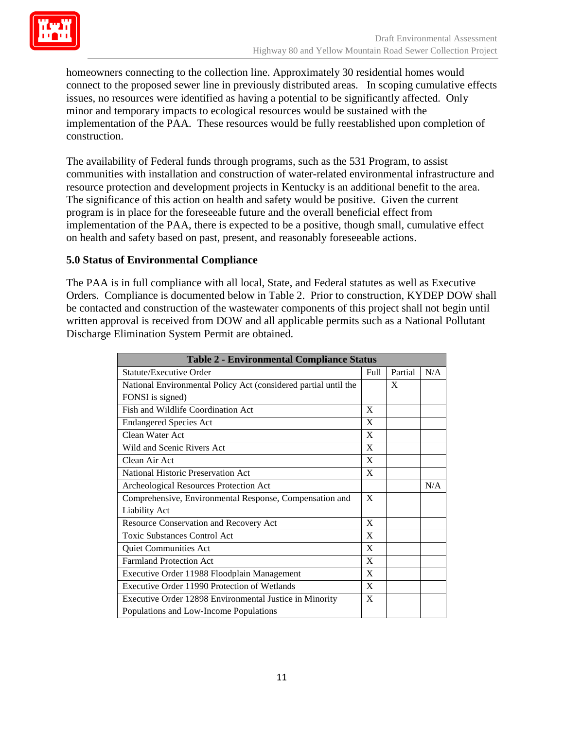homeowners connecting to the collection line. Approximately 30 residential homes would connect to the proposed sewer line in previously distributed areas. In scoping cumulative effects issues, no resources were identified as having a potential to be significantly affected. Only minor and temporary impacts to ecological resources would be sustained with the implementation of the PAA. These resources would be fully reestablished upon completion of construction.

The availability of Federal funds through programs, such as the 531 Program, to assist communities with installation and construction of water-related environmental infrastructure and resource protection and development projects in Kentucky is an additional benefit to the area. The significance of this action on health and safety would be positive. Given the current program is in place for the foreseeable future and the overall beneficial effect from implementation of the PAA, there is expected to be a positive, though small, cumulative effect on health and safety based on past, present, and reasonably foreseeable actions.

## 5.0 Status of Environmental Compliance

The PAA is in full compliance with all local, State, and Federal statutes as well as Executive Orders. Compliance is documented below in Table 2. Prior to construction, KYDEP DOW shall be contacted and construction of the wastewater components of this project shall not begin until written approval is received from DOW and all applicable permits such as a National Pollutant Discharge Elimination System Permit are obtained.

**Table 2 - Environmental Compliance Status**

| Statute/Executive Order | Full | Partial | N/A |
|---|---|---|---|
| National Environmental Policy Act (considered partial until the FONSI is signed) | | X | |
| Fish and Wildlife Coordination Act | X | | |
| Endangered Species Act | X | | |
| Clean Water Act | X | | |
| Wild and Scenic Rivers Act | X | | |
| Clean Air Act | X | | |
| National Historic Preservation Act | X | | |
| Archeological Resources Protection Act | | | N/A |
| Comprehensive, Environmental Response, Compensation and Liability Act | X | | |
| Resource Conservation and Recovery Act | X | | |
| Toxic Substances Control Act | X | | |
| Quiet Communities Act | X | | |
| Farmland Protection Act | X | | |
| Executive Order 11988 Floodplain Management | X | | |
| Executive Order 11990 Protection of Wetlands | X | | |
| Executive Order 12898 Environmental Justice in Minority Populations and Low-Income Populations | X | | |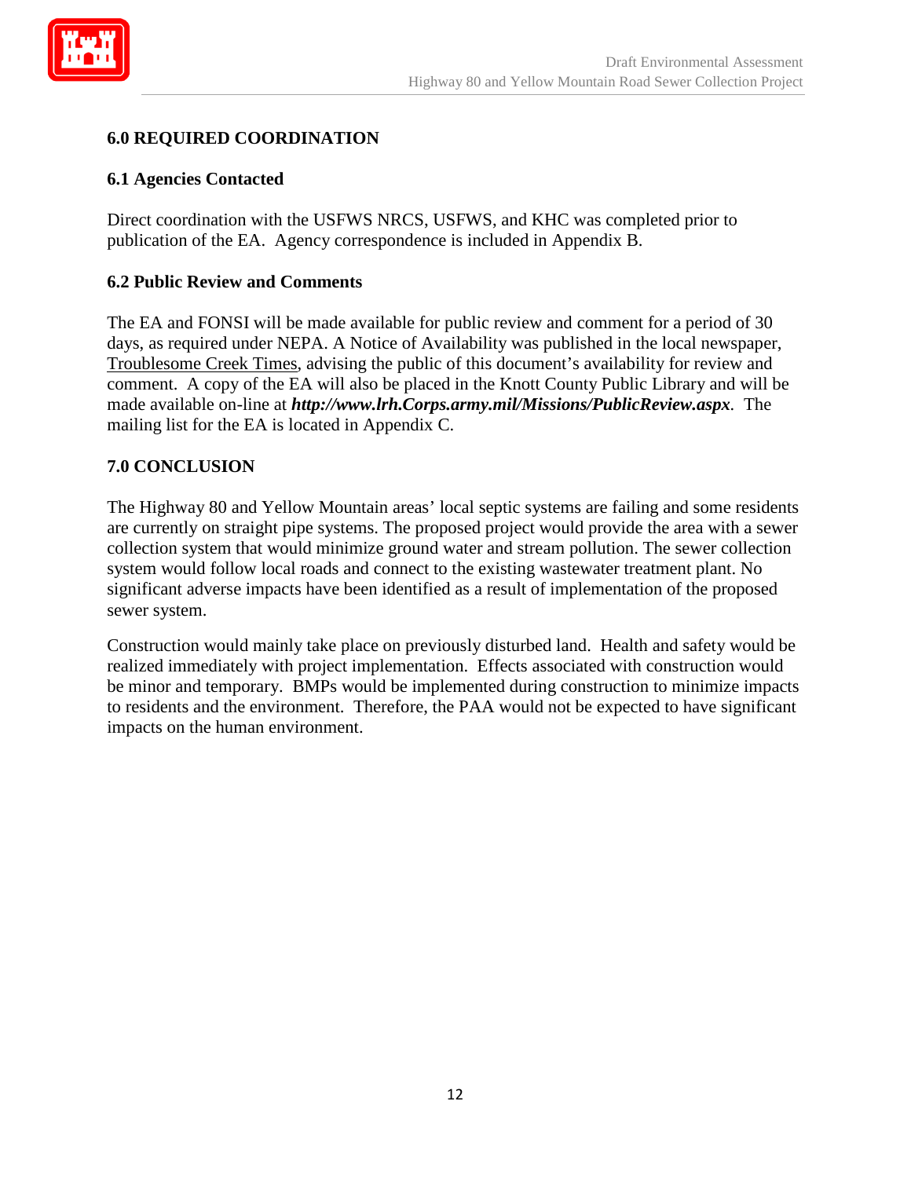## 6.0 REQUIRED COORDINATION

### 6.1 Agencies Contacted

Direct coordination with the USFWS NRCS, USFWS, and KHC was completed prior to publication of the EA. Agency correspondence is included in Appendix B.

### 6.2 Public Review and Comments

The EA and FONSI will be made available for public review and comment for a period of 30 days, as required under NEPA. A Notice of Availability was published in the local newspaper, Troublesome Creek Times, advising the public of this document's availability for review and comment. A copy of the EA will also be placed in the Knott County Public Library and will be made available on-line at ***http://www.lrh.Corps.army.mil/Missions/PublicReview.aspx***. The mailing list for the EA is located in Appendix C.

## 7.0 CONCLUSION

The Highway 80 and Yellow Mountain areas' local septic systems are failing and some residents are currently on straight pipe systems. The proposed project would provide the area with a sewer collection system that would minimize ground water and stream pollution. The sewer collection system would follow local roads and connect to the existing wastewater treatment plant. No significant adverse impacts have been identified as a result of implementation of the proposed sewer system.

Construction would mainly take place on previously disturbed land. Health and safety would be realized immediately with project implementation. Effects associated with construction would be minor and temporary. BMPs would be implemented during construction to minimize impacts to residents and the environment. Therefore, the PAA would not be expected to have significant impacts on the human environment.